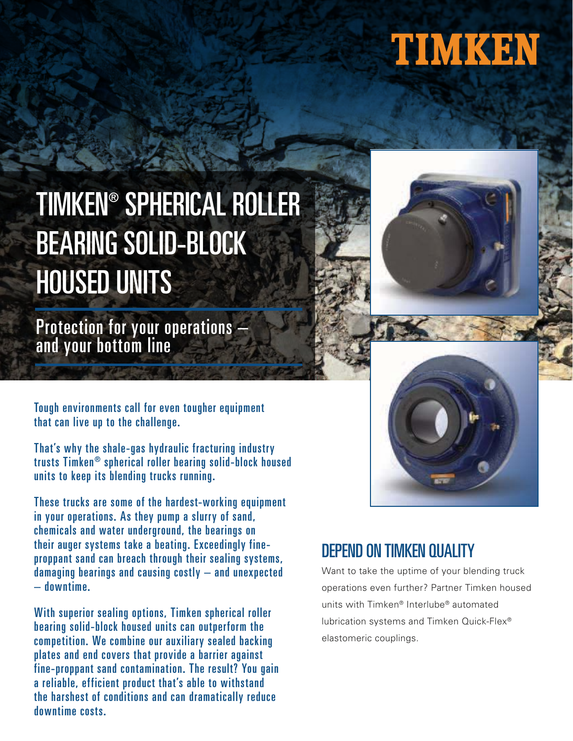TIMKEN

# TIMKEN® SPHERICAL ROLLER BEARING SOLID-BLOCK HOUSED UNITS

## Protection for your operations – and your bottom line

Tough environments call for even tougher equipment that can live up to the challenge.

That's why the shale-gas hydraulic fracturing industry trusts Timken® spherical roller bearing solid-block housed units to keep its blending trucks running.

These trucks are some of the hardest-working equipment in your operations. As they pump a slurry of sand, chemicals and water underground, the bearings on their auger systems take a beating. Exceedingly fine-proppant sand can breach through their sealing systems, damaging bearings and causing costly – and unexpected – downtime.

With superior sealing options, Timken spherical roller bearing solid-block housed units can outperform the competition. We combine our auxiliary sealed backing plates and end covers that provide a barrier against fine-proppant sand contamination. The result? You gain a reliable, efficient product that's able to withstand the harshest of conditions and can dramatically reduce downtime costs.

## DEPEND ON TIMKEN QUALITY

Want to take the uptime of your blending truck operations even further? Partner Timken housed units with Timken® Interlube® automated lubrication systems and Timken Quick-Flex® elastomeric couplings.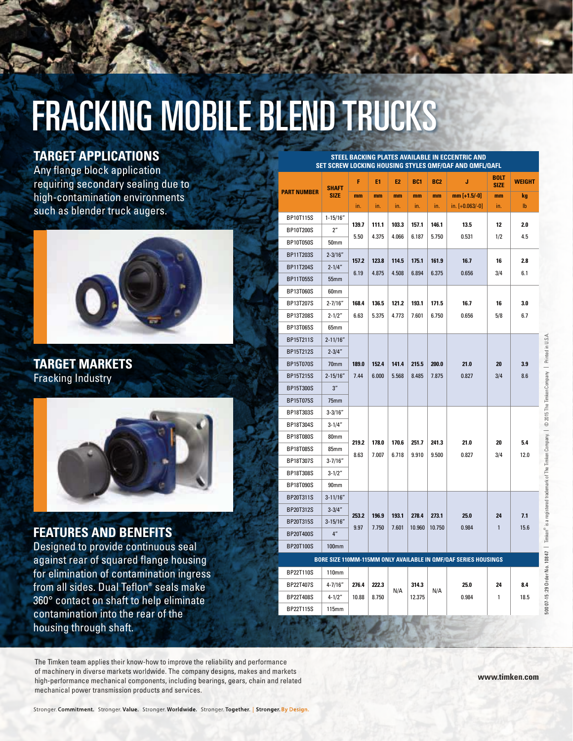# FRACKING MOBILE BLEND TRUCKS

## TARGET APPLICATIONS

Any flange block application requiring secondary sealing due to high-contamination environments such as blender truck augers.

## TARGET MARKETS

Fracking Industry

## FEATURES AND BENEFITS

Designed to provide continuous seal against rear of squared flange housing for elimination of contamination ingress from all sides. Dual Teflon® seals make 360° contact on shaft to help eliminate contamination into the rear of the housing through shaft.

**STEEL BACKING PLATES AVAILABLE IN ECCENTRIC AND SET SCREW LOCKING HOUSING STYLES QMF/QAF AND QMFL/QAFL**

| PART NUMBER | SHAFT SIZE | F mm / in. | E1 mm / in. | E2 mm / in. | BC1 mm / in. | BC2 mm / in. | J mm [+1.5/-0] / in. [+0.063/-0] | BOLT SIZE mm / in. | WEIGHT kg / lb |
|---|---|---|---|---|---|---|---|---|---|
| BP10T115S | 1-15/16" | 139.7 / 5.50 | 111.1 / 4.375 | 103.3 / 4.066 | 157.1 / 6.187 | 146.1 / 5.750 | 13.5 / 0.531 | 12 / 1/2 | 2.0 / 4.5 |
| BP10T200S | 2" | | | | | | | | |
| BP10T050S | 50mm | | | | | | | | |
| BP11T203S | 2-3/16" | 157.2 / 6.19 | 123.8 / 4.875 | 114.5 / 4.508 | 175.1 / 6.894 | 161.9 / 6.375 | 16.7 / 0.656 | 16 / 3/4 | 2.8 / 6.1 |
| BP11T204S | 2-1/4" | | | | | | | | |
| BP11T055S | 55mm | | | | | | | | |
| BP13T060S | 60mm | 168.4 / 6.63 | 136.5 / 5.375 | 121.2 / 4.773 | 193.1 / 7.601 | 171.5 / 6.750 | 16.7 / 0.656 | 16 / 5/8 | 3.0 / 6.7 |
| BP13T207S | 2-7/16" | | | | | | | | |
| BP13T208S | 2-1/2" | | | | | | | | |
| BP13T065S | 65mm | | | | | | | | |
| BP15T211S | 2-11/16" | 189.0 / 7.44 | 152.4 / 6.000 | 141.4 / 5.568 | 215.5 / 8.485 | 200.0 / 7.875 | 21.0 / 0.827 | 20 / 3/4 | 3.9 / 8.6 |
| BP15T212S | 2-3/4" | | | | | | | | |
| BP15T070S | 70mm | | | | | | | | |
| BP15T215S | 2-15/16" | | | | | | | | |
| BP15T300S | 3" | | | | | | | | |
| BP15T075S | 75mm | | | | | | | | |
| BP18T303S | 3-3/16" | 219.2 / 8.63 | 178.0 / 7.007 | 170.6 / 6.718 | 251.7 / 9.910 | 241.3 / 9.500 | 21.0 / 0.827 | 20 / 3/4 | 5.4 / 12.0 |
| BP18T304S | 3-1/4" | | | | | | | | |
| BP18T080S | 80mm | | | | | | | | |
| BP18T085S | 85mm | | | | | | | | |
| BP18T307S | 3-7/16" | | | | | | | | |
| BP18T308S | 3-1/2" | | | | | | | | |
| BP18T090S | 90mm | | | | | | | | |
| BP20T311S | 3-11/16" | 253.2 / 9.97 | 196.9 / 7.750 | 193.1 / 7.601 | 278.4 / 10.960 | 273.1 / 10.750 | 25.0 / 0.984 | 24 / 1 | 7.1 / 15.6 |
| BP20T312S | 3-3/4" | | | | | | | | |
| BP20T315S | 3-15/16" | | | | | | | | |
| BP20T400S | 4" | | | | | | | | |
| BP20T100S | 100mm | | | | | | | | |
| **BORE SIZE 110MM-115MM ONLY AVAILABLE IN QMF/QAF SERIES HOUSINGS** | | | | | | | | | |
| BP22T110S | 110mm | 276.4 / 10.88 | 222.3 / 8.750 | N/A | 314.3 / 12.375 | N/A | 25.0 / 0.984 | 24 / 1 | 8.4 / 18.5 |
| BP22T407S | 4-7/16" | | | | | | | | |
| BP22T408S | 4-1/2" | | | | | | | | |
| BP22T115S | 115mm | | | | | | | | |

The Timken team applies their know-how to improve the reliability and performance of machinery in diverse markets worldwide. The company designs, makes and markets high-performance mechanical components, including bearings, gears, chain and related mechanical power transmission products and services.

**www.timken.com**

Stronger. **Commitment.** Stronger. **Value.** Stronger. **Worldwide.** Stronger. **Together.** | **Stronger. By Design.**

500 07-15-29 Order No. 10847 | Timken® is a registered trademark of The Timken Company. | © 2015 The Timken Company | Printed in U.S.A.